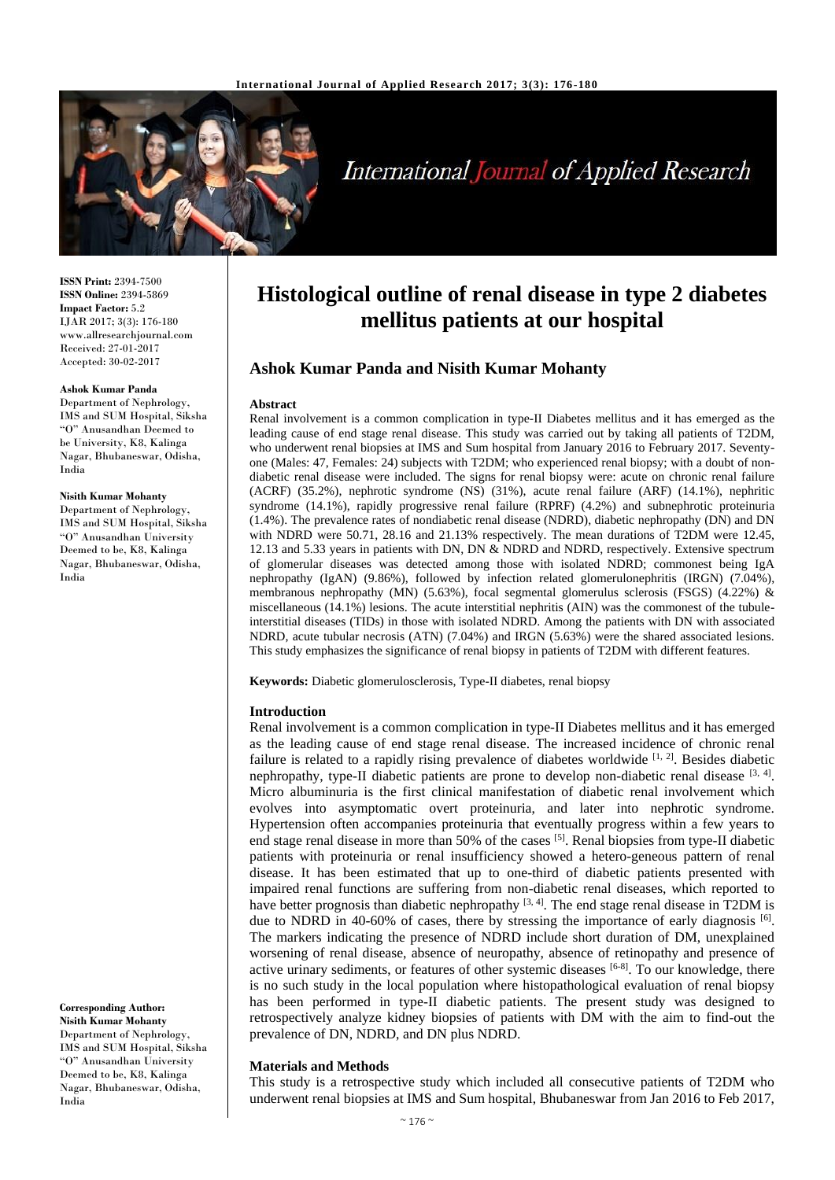# Histological outline of renal disease in type 2 diabetes mellitus patients at our hospital

**Ashok Kumar Panda and Nisith Kumar Mohanty**

**ISSN Print:** 2394-7500
**ISSN Online:** 2394-5869
**Impact Factor:** 5.2
IJAR 2017; 3(3): 176-180
www.allresearchjournal.com
Received: 27-01-2017
Accepted: 30-02-2017

**Ashok Kumar Panda**
Department of Nephrology, IMS and SUM Hospital, Siksha "O" Anusandhan Deemed to be University, K8, Kalinga Nagar, Bhubaneswar, Odisha, India

**Nisith Kumar Mohanty**
Department of Nephrology, IMS and SUM Hospital, Siksha "O" Anusandhan University Deemed to be, K8, Kalinga Nagar, Bhubaneswar, Odisha, India

**Corresponding Author:**
**Nisith Kumar Mohanty**
Department of Nephrology, IMS and SUM Hospital, Siksha "O" Anusandhan University Deemed to be, K8, Kalinga Nagar, Bhubaneswar, Odisha, India

## Abstract

Renal involvement is a common complication in type-II Diabetes mellitus and it has emerged as the leading cause of end stage renal disease. This study was carried out by taking all patients of T2DM, who underwent renal biopsies at IMS and Sum hospital from January 2016 to February 2017. Seventy-one (Males: 47, Females: 24) subjects with T2DM; who experienced renal biopsy; with a doubt of non-diabetic renal disease were included. The signs for renal biopsy were: acute on chronic renal failure (ACRF) (35.2%), nephrotic syndrome (NS) (31%), acute renal failure (ARF) (14.1%), nephritic syndrome (14.1%), rapidly progressive renal failure (RPRF) (4.2%) and subnephrotic proteinuria (1.4%). The prevalence rates of nondiabetic renal disease (NDRD), diabetic nephropathy (DN) and DN with NDRD were 50.71, 28.16 and 21.13% respectively. The mean durations of T2DM were 12.45, 12.13 and 5.33 years in patients with DN, DN & NDRD and NDRD, respectively. Extensive spectrum of glomerular diseases was detected among those with isolated NDRD; commonest being IgA nephropathy (IgAN) (9.86%), followed by infection related glomerulonephritis (IRGN) (7.04%), membranous nephropathy (MN) (5.63%), focal segmental glomerulus sclerosis (FSGS) (4.22%) & miscellaneous (14.1%) lesions. The acute interstitial nephritis (AIN) was the commonest of the tubule-interstitial diseases (TIDs) in those with isolated NDRD. Among the patients with DN with associated NDRD, acute tubular necrosis (ATN) (7.04%) and IRGN (5.63%) were the shared associated lesions. This study emphasizes the significance of renal biopsy in patients of T2DM with different features.

**Keywords:** Diabetic glomerulosclerosis, Type-II diabetes, renal biopsy

## Introduction

Renal involvement is a common complication in type-II Diabetes mellitus and it has emerged as the leading cause of end stage renal disease. The increased incidence of chronic renal failure is related to a rapidly rising prevalence of diabetes worldwide [1, 2]. Besides diabetic nephropathy, type-II diabetic patients are prone to develop non-diabetic renal disease [3, 4]. Micro albuminuria is the first clinical manifestation of diabetic renal involvement which evolves into asymptomatic overt proteinuria, and later into nephrotic syndrome. Hypertension often accompanies proteinuria that eventually progress within a few years to end stage renal disease in more than 50% of the cases [5]. Renal biopsies from type-II diabetic patients with proteinuria or renal insufficiency showed a hetero-geneous pattern of renal disease. It has been estimated that up to one-third of diabetic patients presented with impaired renal functions are suffering from non-diabetic renal diseases, which reported to have better prognosis than diabetic nephropathy [3, 4]. The end stage renal disease in T2DM is due to NDRD in 40-60% of cases, there by stressing the importance of early diagnosis [6]. The markers indicating the presence of NDRD include short duration of DM, unexplained worsening of renal disease, absence of neuropathy, absence of retinopathy and presence of active urinary sediments, or features of other systemic diseases [6-8]. To our knowledge, there is no such study in the local population where histopathological evaluation of renal biopsy has been performed in type-II diabetic patients. The present study was designed to retrospectively analyze kidney biopsies of patients with DM with the aim to find-out the prevalence of DN, NDRD, and DN plus NDRD.

## Materials and Methods

This study is a retrospective study which included all consecutive patients of T2DM who underwent renal biopsies at IMS and Sum hospital, Bhubaneswar from Jan 2016 to Feb 2017,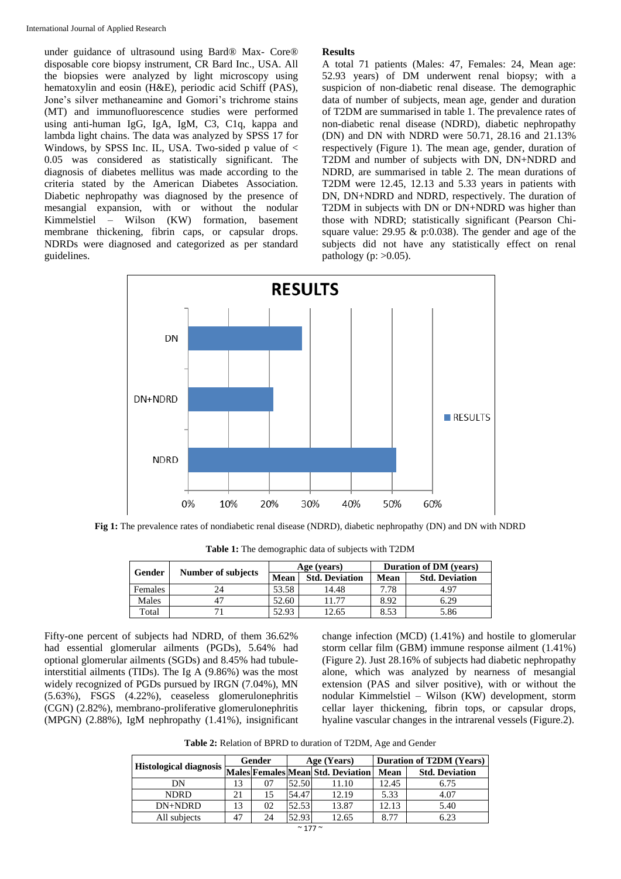under guidance of ultrasound using Bard® Max- Core® disposable core biopsy instrument, CR Bard Inc., USA. All the biopsies were analyzed by light microscopy using hematoxylin and eosin (H&E), periodic acid Schiff (PAS), Jone's silver methaneamine and Gomori's trichrome stains (MT) and immunofluorescence studies were performed using anti-human IgG, IgA, IgM, C3, C1q, kappa and lambda light chains. The data was analyzed by SPSS 17 for Windows, by SPSS Inc. IL, USA. Two-sided p value of < 0.05 was considered as statistically significant. The diagnosis of diabetes mellitus was made according to the criteria stated by the American Diabetes Association. Diabetic nephropathy was diagnosed by the presence of mesangial expansion, with or without the nodular Kimmelstiel – Wilson (KW) formation, basement membrane thickening, fibrin caps, or capsular drops. NDRDs were diagnosed and categorized as per standard guidelines.

## Results

A total 71 patients (Males: 47, Females: 24, Mean age: 52.93 years) of DM underwent renal biopsy; with a suspicion of non-diabetic renal disease. The demographic data of number of subjects, mean age, gender and duration of T2DM are summarised in table 1. The prevalence rates of non-diabetic renal disease (NDRD), diabetic nephropathy (DN) and DN with NDRD were 50.71, 28.16 and 21.13% respectively (Figure 1). The mean age, gender, duration of T2DM and number of subjects with DN, DN+NDRD and NDRD, are summarised in table 2. The mean durations of T2DM were 12.45, 12.13 and 5.33 years in patients with DN, DN+NDRD and NDRD, respectively. The duration of T2DM in subjects with DN or DN+NDRD was higher than those with NDRD; statistically significant (Pearson Chi-square value: 29.95 & p:0.038). The gender and age of the subjects did not have any statistically effect on renal pathology (p: >0.05).

**RESULTS**

| Category | RESULTS |
|---|---|
| DN | ~28% |
| DN+NDRD | ~21% |
| NDRD | ~51% |

**Fig 1:** The prevalence rates of nondiabetic renal disease (NDRD), diabetic nephropathy (DN) and DN with NDRD

**Table 1:** The demographic data of subjects with T2DM

| Gender | Number of subjects | Age (years) | | Duration of DM (years) | |
|---|---|---|---|---|---|
| | | Mean | Std. Deviation | Mean | Std. Deviation |
| Females | 24 | 53.58 | 14.48 | 7.78 | 4.97 |
| Males | 47 | 52.60 | 11.77 | 8.92 | 6.29 |
| Total | 71 | 52.93 | 12.65 | 8.53 | 5.86 |

Fifty-one percent of subjects had NDRD, of them 36.62% had essential glomerular ailments (PGDs), 5.64% had optional glomerular ailments (SGDs) and 8.45% had tubule-interstitial ailments (TIDs). The Ig A (9.86%) was the most widely recognized of PGDs pursued by IRGN (7.04%), MN (5.63%), FSGS (4.22%), ceaseless glomerulonephritis (CGN) (2.82%), membrano-proliferative glomerulonephritis (MPGN) (2.88%), IgM nephropathy (1.41%), insignificant change infection (MCD) (1.41%) and hostile to glomerular storm cellar film (GBM) immune response ailment (1.41%) (Figure 2). Just 28.16% of subjects had diabetic nephropathy alone, which was analyzed by nearness of mesangial extension (PAS and silver positive), with or without the nodular Kimmelstiel – Wilson (KW) development, storm cellar layer thickening, fibrin tops, or capsular drops, hyaline vascular changes in the intrarenal vessels (Figure.2).

**Table 2:** Relation of BPRD to duration of T2DM, Age and Gender

| Histological diagnosis | Gender | | Age (Years) | | Duration of T2DM (Years) | |
|---|---|---|---|---|---|---|
| | Males | Females | Mean | Std. Deviation | Mean | Std. Deviation |
| DN | 13 | 07 | 52.50 | 11.10 | 12.45 | 6.75 |
| NDRD | 21 | 15 | 54.47 | 12.19 | 5.33 | 4.07 |
| DN+NDRD | 13 | 02 | 52.53 | 13.87 | 12.13 | 5.40 |
| All subjects | 47 | 24 | 52.93 | 12.65 | 8.77 | 6.23 |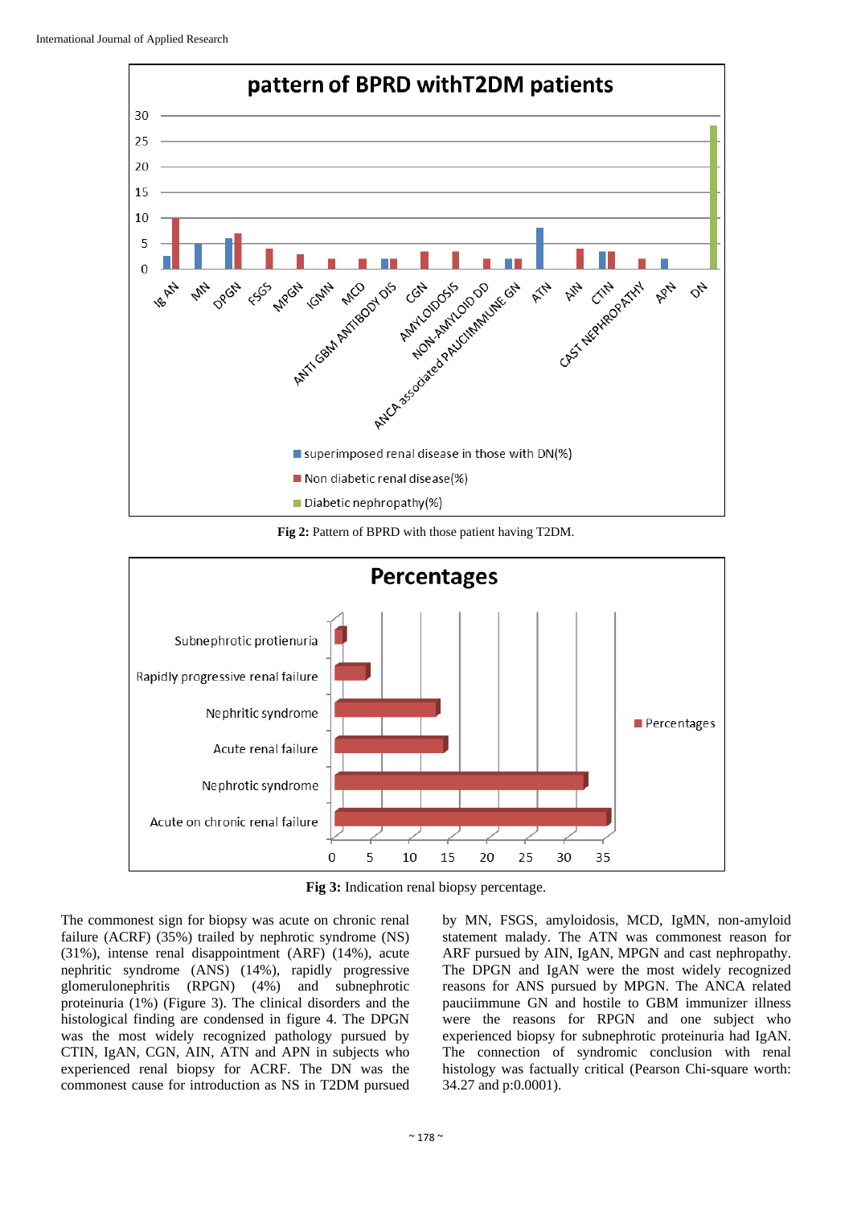**Fig 2:** Pattern of BPRD with those patient having T2DM.

**Fig 3:** Indication renal biopsy percentage.

The commonest sign for biopsy was acute on chronic renal failure (ACRF) (35%) trailed by nephrotic syndrome (NS) (31%), intense renal disappointment (ARF) (14%), acute nephritic syndrome (ANS) (14%), rapidly progressive glomerulonephritis (RPGN) (4%) and subnephrotic proteinuria (1%) (Figure 3). The clinical disorders and the histological finding are condensed in figure 4. The DPGN was the most widely recognized pathology pursued by CTIN, IgAN, CGN, AIN, ATN and APN in subjects who experienced renal biopsy for ACRF. The DN was the commonest cause for introduction as NS in T2DM pursued by MN, FSGS, amyloidosis, MCD, IgMN, non-amyloid statement malady. The ATN was commonest reason for ARF pursued by AIN, IgAN, MPGN and cast nephropathy. The DPGN and IgAN were the most widely recognized reasons for ANS pursued by MPGN. The ANCA related pauciimmune GN and hostile to GBM immunizer illness were the reasons for RPGN and one subject who experienced biopsy for subnephrotic proteinuria had IgAN. The connection of syndromic conclusion with renal histology was factually critical (Pearson Chi-square worth: 34.27 and p:0.0001).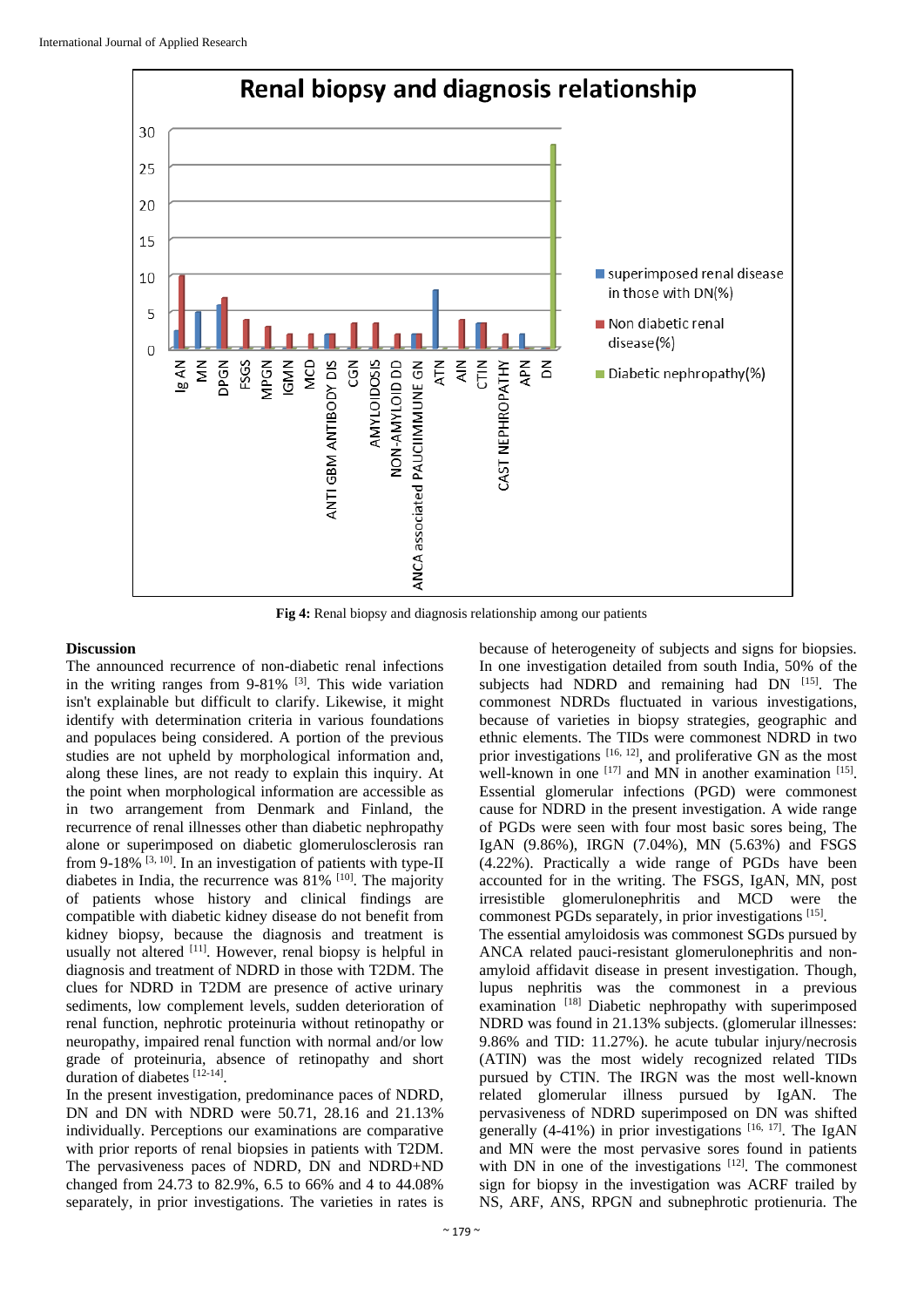**Fig 4:** Renal biopsy and diagnosis relationship among our patients

## Discussion

The announced recurrence of non-diabetic renal infections in the writing ranges from 9-81% [3]. This wide variation isn't explainable but difficult to clarify. Likewise, it might identify with determination criteria in various foundations and populaces being considered. A portion of the previous studies are not upheld by morphological information and, along these lines, are not ready to explain this inquiry. At the point when morphological information are accessible as in two arrangement from Denmark and Finland, the recurrence of renal illnesses other than diabetic nephropathy alone or superimposed on diabetic glomerulosclerosis ran from 9-18% [3, 10]. In an investigation of patients with type-II diabetes in India, the recurrence was 81% [10]. The majority of patients whose history and clinical findings are compatible with diabetic kidney disease do not benefit from kidney biopsy, because the diagnosis and treatment is usually not altered [11]. However, renal biopsy is helpful in diagnosis and treatment of NDRD in those with T2DM. The clues for NDRD in T2DM are presence of active urinary sediments, low complement levels, sudden deterioration of renal function, nephrotic proteinuria without retinopathy or neuropathy, impaired renal function with normal and/or low grade of proteinuria, absence of retinopathy and short duration of diabetes [12-14].

In the present investigation, predominance paces of NDRD, DN and DN with NDRD were 50.71, 28.16 and 21.13% individually. Perceptions our examinations are comparative with prior reports of renal biopsies in patients with T2DM. The pervasiveness paces of NDRD, DN and NDRD+ND changed from 24.73 to 82.9%, 6.5 to 66% and 4 to 44.08% separately, in prior investigations. The varieties in rates is because of heterogeneity of subjects and signs for biopsies. In one investigation detailed from south India, 50% of the subjects had NDRD and remaining had DN [15]. The commonest NDRDs fluctuated in various investigations, because of varieties in biopsy strategies, geographic and ethnic elements. The TIDs were commonest NDRD in two prior investigations [16, 12], and proliferative GN as the most well-known in one [17] and MN in another examination [15]. Essential glomerular infections (PGD) were commonest cause for NDRD in the present investigation. A wide range of PGDs were seen with four most basic sores being, The IgAN (9.86%), IRGN (7.04%), MN (5.63%) and FSGS (4.22%). Practically a wide range of PGDs have been accounted for in the writing. The FSGS, IgAN, MN, post irresistible glomerulonephritis and MCD were the commonest PGDs separately, in prior investigations [15].

The essential amyloidosis was commonest SGDs pursued by ANCA related pauci-resistant glomerulonephritis and non-amyloid affidavit disease in present investigation. Though, lupus nephritis was the commonest in a previous examination [18] Diabetic nephropathy with superimposed NDRD was found in 21.13% subjects. (glomerular illnesses: 9.86% and TID: 11.27%). he acute tubular injury/necrosis (ATIN) was the most widely recognized related TIDs pursued by CTIN. The IRGN was the most well-known related glomerular illness pursued by IgAN. The pervasiveness of NDRD superimposed on DN was shifted generally (4-41%) in prior investigations [16, 17]. The IgAN and MN were the most pervasive sores found in patients with DN in one of the investigations [12]. The commonest sign for biopsy in the investigation was ACRF trailed by NS, ARF, ANS, RPGN and subnephrotic protienuria. The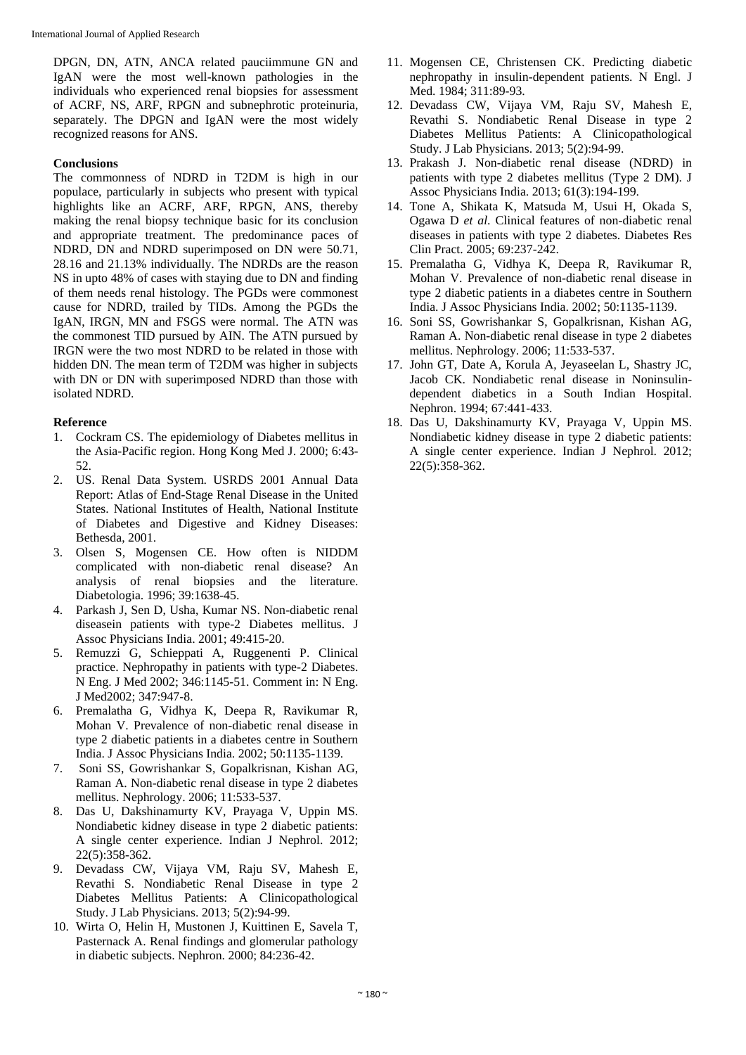DPGN, DN, ATN, ANCA related pauciimmune GN and IgAN were the most well-known pathologies in the individuals who experienced renal biopsies for assessment of ACRF, NS, ARF, RPGN and subnephrotic proteinuria, separately. The DPGN and IgAN were the most widely recognized reasons for ANS.

## Conclusions

The commonness of NDRD in T2DM is high in our populace, particularly in subjects who present with typical highlights like an ACRF, ARF, RPGN, ANS, thereby making the renal biopsy technique basic for its conclusion and appropriate treatment. The predominance paces of NDRD, DN and NDRD superimposed on DN were 50.71, 28.16 and 21.13% individually. The NDRDs are the reason NS in upto 48% of cases with staying due to DN and finding of them needs renal histology. The PGDs were commonest cause for NDRD, trailed by TIDs. Among the PGDs the IgAN, IRGN, MN and FSGS were normal. The ATN was the commonest TID pursued by AIN. The ATN pursued by IRGN were the two most NDRD to be related in those with hidden DN. The mean term of T2DM was higher in subjects with DN or DN with superimposed NDRD than those with isolated NDRD.

## Reference

1. Cockram CS. The epidemiology of Diabetes mellitus in the Asia-Pacific region. Hong Kong Med J. 2000; 6:43-52.
2. US. Renal Data System. USRDS 2001 Annual Data Report: Atlas of End-Stage Renal Disease in the United States. National Institutes of Health, National Institute of Diabetes and Digestive and Kidney Diseases: Bethesda, 2001.
3. Olsen S, Mogensen CE. How often is NIDDM complicated with non-diabetic renal disease? An analysis of renal biopsies and the literature. Diabetologia. 1996; 39:1638-45.
4. Parkash J, Sen D, Usha, Kumar NS. Non-diabetic renal diseasein patients with type-2 Diabetes mellitus. J Assoc Physicians India. 2001; 49:415-20.
5. Remuzzi G, Schieppati A, Ruggenenti P. Clinical practice. Nephropathy in patients with type-2 Diabetes. N Eng. J Med 2002; 346:1145-51. Comment in: N Eng. J Med2002; 347:947-8.
6. Premalatha G, Vidhya K, Deepa R, Ravikumar R, Mohan V. Prevalence of non-diabetic renal disease in type 2 diabetic patients in a diabetes centre in Southern India. J Assoc Physicians India. 2002; 50:1135-1139.
7. Soni SS, Gowrishankar S, Gopalkrisnan, Kishan AG, Raman A. Non-diabetic renal disease in type 2 diabetes mellitus. Nephrology. 2006; 11:533-537.
8. Das U, Dakshinamurty KV, Prayaga V, Uppin MS. Nondiabetic kidney disease in type 2 diabetic patients: A single center experience. Indian J Nephrol. 2012; 22(5):358-362.
9. Devadass CW, Vijaya VM, Raju SV, Mahesh E, Revathi S. Nondiabetic Renal Disease in type 2 Diabetes Mellitus Patients: A Clinicopathological Study. J Lab Physicians. 2013; 5(2):94-99.
10. Wirta O, Helin H, Mustonen J, Kuittinen E, Savela T, Pasternack A. Renal findings and glomerular pathology in diabetic subjects. Nephron. 2000; 84:236-42.
11. Mogensen CE, Christensen CK. Predicting diabetic nephropathy in insulin-dependent patients. N Engl. J Med. 1984; 311:89-93.
12. Devadass CW, Vijaya VM, Raju SV, Mahesh E, Revathi S. Nondiabetic Renal Disease in type 2 Diabetes Mellitus Patients: A Clinicopathological Study. J Lab Physicians. 2013; 5(2):94-99.
13. Prakash J. Non-diabetic renal disease (NDRD) in patients with type 2 diabetes mellitus (Type 2 DM). J Assoc Physicians India. 2013; 61(3):194-199.
14. Tone A, Shikata K, Matsuda M, Usui H, Okada S, Ogawa D *et al*. Clinical features of non-diabetic renal diseases in patients with type 2 diabetes. Diabetes Res Clin Pract. 2005; 69:237-242.
15. Premalatha G, Vidhya K, Deepa R, Ravikumar R, Mohan V. Prevalence of non-diabetic renal disease in type 2 diabetic patients in a diabetes centre in Southern India. J Assoc Physicians India. 2002; 50:1135-1139.
16. Soni SS, Gowrishankar S, Gopalkrisnan, Kishan AG, Raman A. Non-diabetic renal disease in type 2 diabetes mellitus. Nephrology. 2006; 11:533-537.
17. John GT, Date A, Korula A, Jeyaseelan L, Shastry JC, Jacob CK. Nondiabetic renal disease in Noninsulin-dependent diabetics in a South Indian Hospital. Nephron. 1994; 67:441-433.
18. Das U, Dakshinamurty KV, Prayaga V, Uppin MS. Nondiabetic kidney disease in type 2 diabetic patients: A single center experience. Indian J Nephrol. 2012; 22(5):358-362.